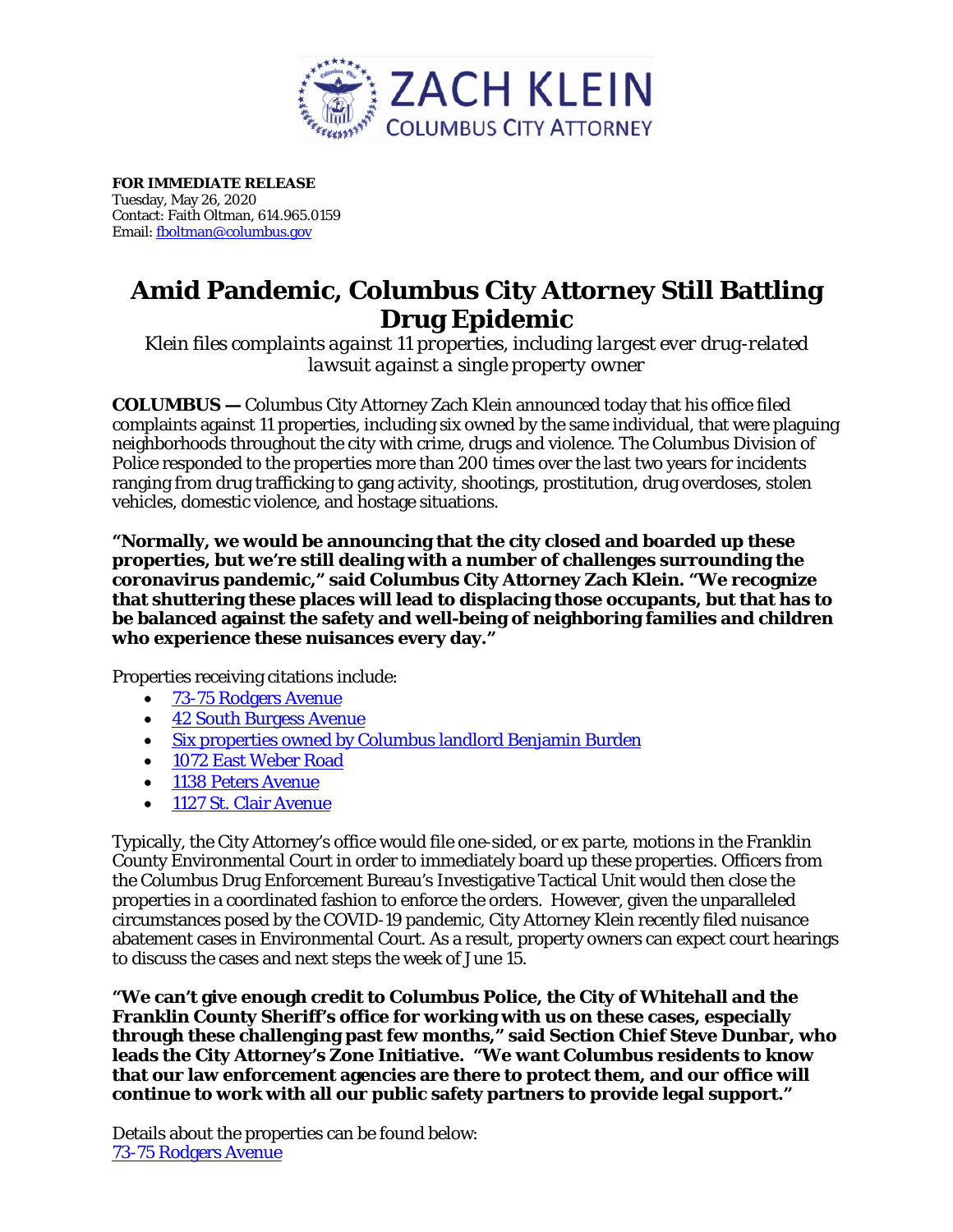**ZACH KLEIN**
**COLUMBUS CITY ATTORNEY**

**FOR IMMEDIATE RELEASE**
Tuesday, May 26, 2020
Contact: Faith Oltman, 614.965.0159
Email: fboltman@columbus.gov

# Amid Pandemic, Columbus City Attorney Still Battling Drug Epidemic

*Klein files complaints against 11 properties, including largest ever drug-related lawsuit against a single property owner*

**COLUMBUS —** Columbus City Attorney Zach Klein announced today that his office filed complaints against 11 properties, including six owned by the same individual, that were plaguing neighborhoods throughout the city with crime, drugs and violence. The Columbus Division of Police responded to the properties more than 200 times over the last two years for incidents ranging from drug trafficking to gang activity, shootings, prostitution, drug overdoses, stolen vehicles, domestic violence, and hostage situations.

**"Normally, we would be announcing that the city closed and boarded up these properties, but we're still dealing with a number of challenges surrounding the coronavirus pandemic," said Columbus City Attorney Zach Klein. "We recognize that shuttering these places will lead to displacing those occupants, but that has to be balanced against the safety and well-being of neighboring families and children who experience these nuisances every day."**

Properties receiving citations include:

- 73-75 Rodgers Avenue
- 42 South Burgess Avenue
- Six properties owned by Columbus landlord Benjamin Burden
- 1072 East Weber Road
- 1138 Peters Avenue
- 1127 St. Clair Avenue

Typically, the City Attorney's office would file one-sided, or *ex parte*, motions in the Franklin County Environmental Court in order to immediately board up these properties. Officers from the Columbus Drug Enforcement Bureau's Investigative Tactical Unit would then close the properties in a coordinated fashion to enforce the orders. However, given the unparalleled circumstances posed by the COVID-19 pandemic, City Attorney Klein recently filed nuisance abatement cases in Environmental Court. As a result, property owners can expect court hearings to discuss the cases and next steps the week of June 15.

**"We can't give enough credit to Columbus Police, the City of Whitehall and the Franklin County Sheriff's office for working with us on these cases, especially through these challenging past few months," said Section Chief Steve Dunbar, who leads the City Attorney's Zone Initiative. "We want Columbus residents to know that our law enforcement agencies are there to protect them, and our office will continue to work with all our public safety partners to provide legal support."**

Details about the properties can be found below:
73-75 Rodgers Avenue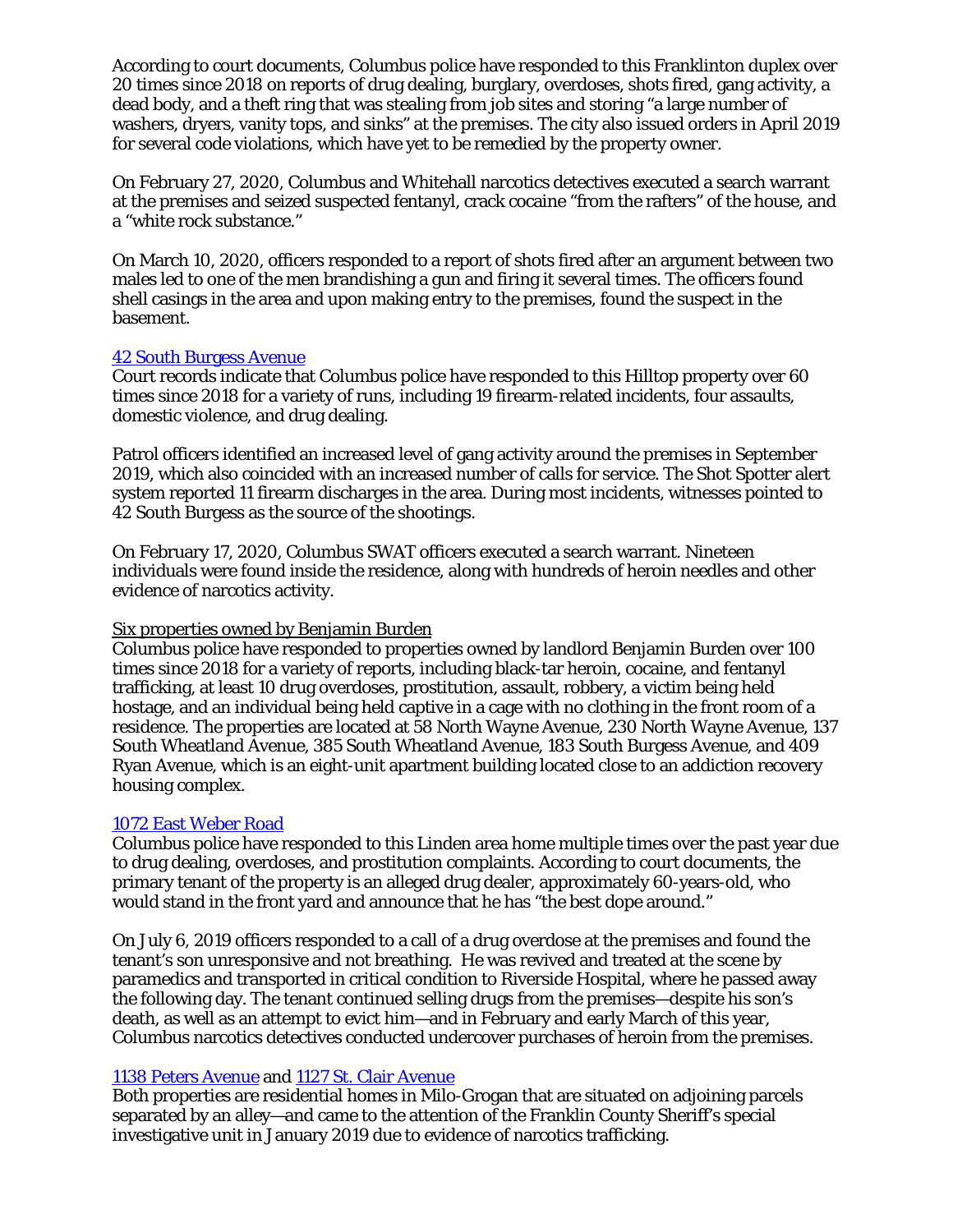According to court documents, Columbus police have responded to this Franklinton duplex over 20 times since 2018 on reports of drug dealing, burglary, overdoses, shots fired, gang activity, a dead body, and a theft ring that was stealing from job sites and storing "a large number of washers, dryers, vanity tops, and sinks" at the premises. The city also issued orders in April 2019 for several code violations, which have yet to be remedied by the property owner.

On February 27, 2020, Columbus and Whitehall narcotics detectives executed a search warrant at the premises and seized suspected fentanyl, crack cocaine "from the rafters" of the house, and a "white rock substance."

On March 10, 2020, officers responded to a report of shots fired after an argument between two males led to one of the men brandishing a gun and firing it several times. The officers found shell casings in the area and upon making entry to the premises, found the suspect in the basement.

42 South Burgess Avenue

Court records indicate that Columbus police have responded to this Hilltop property over 60 times since 2018 for a variety of runs, including 19 firearm-related incidents, four assaults, domestic violence, and drug dealing.

Patrol officers identified an increased level of gang activity around the premises in September 2019, which also coincided with an increased number of calls for service. The Shot Spotter alert system reported 11 firearm discharges in the area. During most incidents, witnesses pointed to 42 South Burgess as the source of the shootings.

On February 17, 2020, Columbus SWAT officers executed a search warrant. Nineteen individuals were found inside the residence, along with hundreds of heroin needles and other evidence of narcotics activity.

Six properties owned by Benjamin Burden

Columbus police have responded to properties owned by landlord Benjamin Burden over 100 times since 2018 for a variety of reports, including black-tar heroin, cocaine, and fentanyl trafficking, at least 10 drug overdoses, prostitution, assault, robbery, a victim being held hostage, and an individual being held captive in a cage with no clothing in the front room of a residence. The properties are located at 58 North Wayne Avenue, 230 North Wayne Avenue, 137 South Wheatland Avenue, 385 South Wheatland Avenue, 183 South Burgess Avenue, and 409 Ryan Avenue, which is an eight-unit apartment building located close to an addiction recovery housing complex.

1072 East Weber Road

Columbus police have responded to this Linden area home multiple times over the past year due to drug dealing, overdoses, and prostitution complaints. According to court documents, the primary tenant of the property is an alleged drug dealer, approximately 60-years-old, who would stand in the front yard and announce that he has "the best dope around."

On July 6, 2019 officers responded to a call of a drug overdose at the premises and found the tenant's son unresponsive and not breathing. He was revived and treated at the scene by paramedics and transported in critical condition to Riverside Hospital, where he passed away the following day. The tenant continued selling drugs from the premises—despite his son's death, as well as an attempt to evict him—and in February and early March of this year, Columbus narcotics detectives conducted undercover purchases of heroin from the premises.

1138 Peters Avenue and 1127 St. Clair Avenue

Both properties are residential homes in Milo-Grogan that are situated on adjoining parcels separated by an alley—and came to the attention of the Franklin County Sheriff's special investigative unit in January 2019 due to evidence of narcotics trafficking.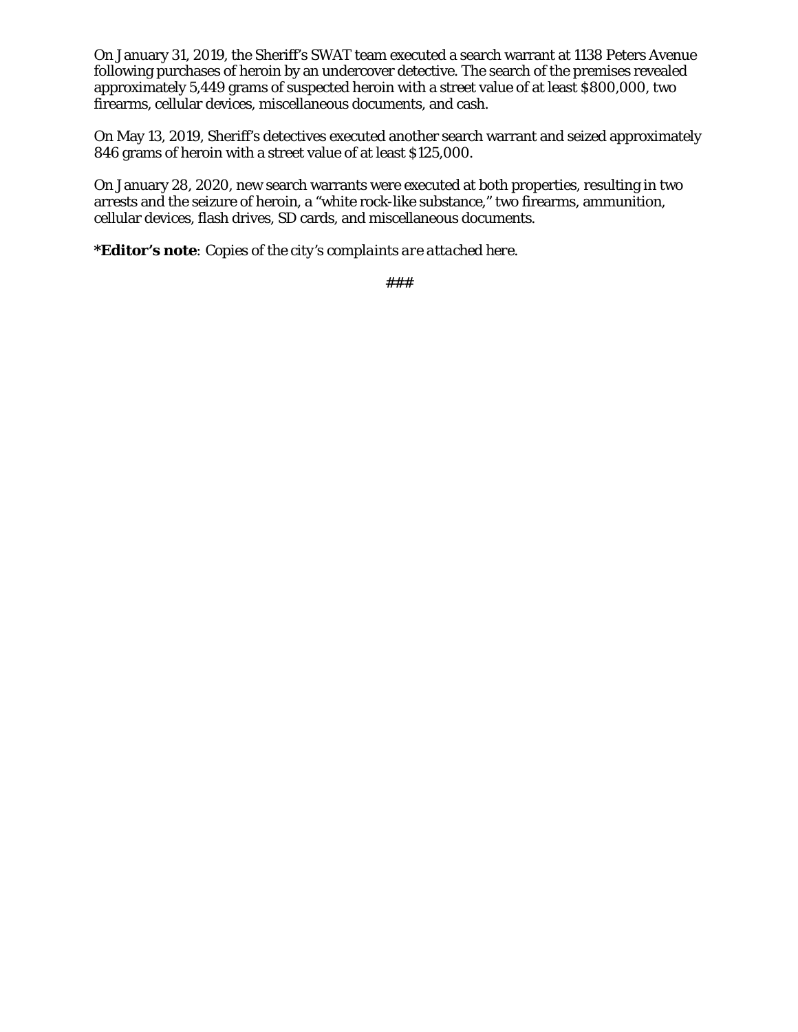On January 31, 2019, the Sheriff's SWAT team executed a search warrant at 1138 Peters Avenue following purchases of heroin by an undercover detective. The search of the premises revealed approximately 5,449 grams of suspected heroin with a street value of at least $800,000, two firearms, cellular devices, miscellaneous documents, and cash.

On May 13, 2019, Sheriff's detectives executed another search warrant and seized approximately 846 grams of heroin with a street value of at least $125,000.

On January 28, 2020, new search warrants were executed at both properties, resulting in two arrests and the seizure of heroin, a "white rock-like substance," two firearms, ammunition, cellular devices, flash drives, SD cards, and miscellaneous documents.

***Editor's note**: *Copies of the city's complaints are attached here.*

###